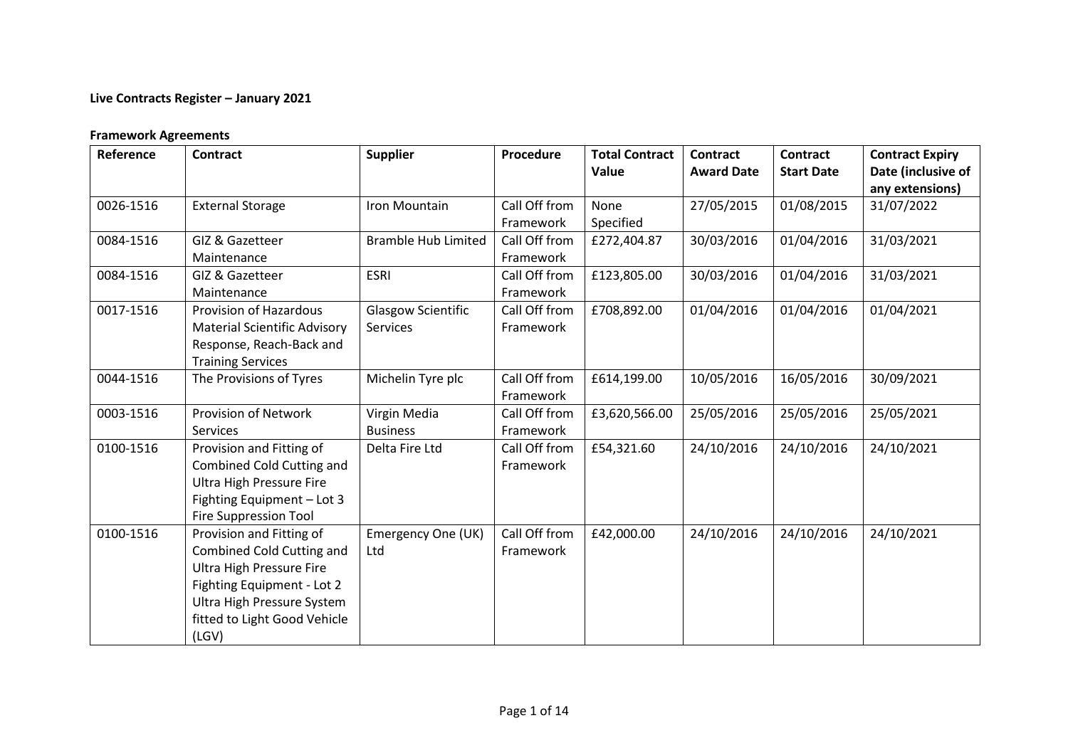**Live Contracts Register – January 2021**

**Framework Agreements**

| Reference | Contract | Supplier | Procedure | Total Contract Value | Contract Award Date | Contract Start Date | Contract Expiry Date (inclusive of any extensions) |
|---|---|---|---|---|---|---|---|
| 0026-1516 | External Storage | Iron Mountain | Call Off from Framework | None Specified | 27/05/2015 | 01/08/2015 | 31/07/2022 |
| 0084-1516 | GIZ & Gazetteer Maintenance | Bramble Hub Limited | Call Off from Framework | £272,404.87 | 30/03/2016 | 01/04/2016 | 31/03/2021 |
| 0084-1516 | GIZ & Gazetteer Maintenance | ESRI | Call Off from Framework | £123,805.00 | 30/03/2016 | 01/04/2016 | 31/03/2021 |
| 0017-1516 | Provision of Hazardous Material Scientific Advisory Response, Reach-Back and Training Services | Glasgow Scientific Services | Call Off from Framework | £708,892.00 | 01/04/2016 | 01/04/2016 | 01/04/2021 |
| 0044-1516 | The Provisions of Tyres | Michelin Tyre plc | Call Off from Framework | £614,199.00 | 10/05/2016 | 16/05/2016 | 30/09/2021 |
| 0003-1516 | Provision of Network Services | Virgin Media Business | Call Off from Framework | £3,620,566.00 | 25/05/2016 | 25/05/2016 | 25/05/2021 |
| 0100-1516 | Provision and Fitting of Combined Cold Cutting and Ultra High Pressure Fire Fighting Equipment – Lot 3 Fire Suppression Tool | Delta Fire Ltd | Call Off from Framework | £54,321.60 | 24/10/2016 | 24/10/2016 | 24/10/2021 |
| 0100-1516 | Provision and Fitting of Combined Cold Cutting and Ultra High Pressure Fire Fighting Equipment - Lot 2 Ultra High Pressure System fitted to Light Good Vehicle (LGV) | Emergency One (UK) Ltd | Call Off from Framework | £42,000.00 | 24/10/2016 | 24/10/2016 | 24/10/2021 |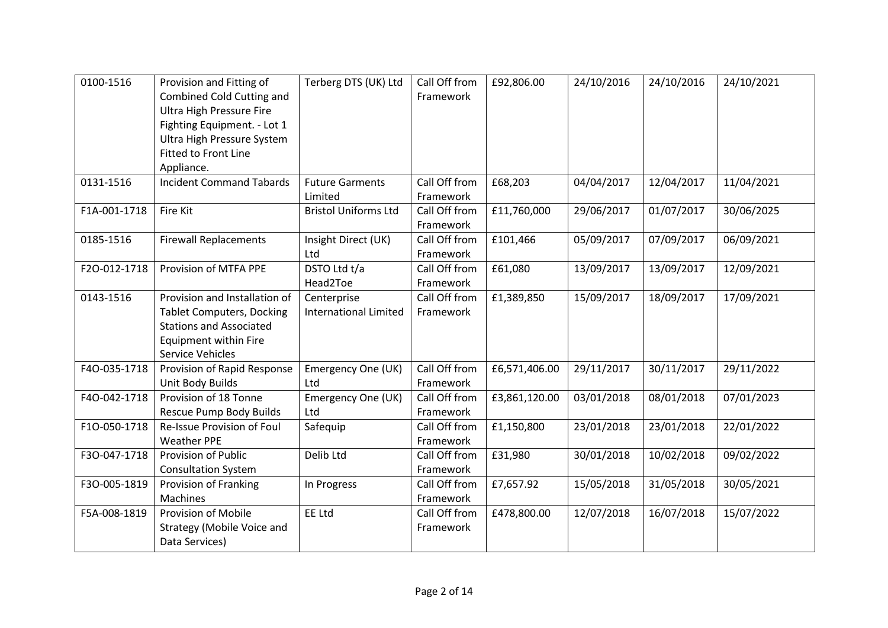| | | | | | | | |
|---|---|---|---|---|---|---|---|
| 0100-1516 | Provision and Fitting of Combined Cold Cutting and Ultra High Pressure Fire Fighting Equipment. - Lot 1 Ultra High Pressure System Fitted to Front Line Appliance. | Terberg DTS (UK) Ltd | Call Off from Framework | £92,806.00 | 24/10/2016 | 24/10/2016 | 24/10/2021 |
| 0131-1516 | Incident Command Tabards | Future Garments Limited | Call Off from Framework | £68,203 | 04/04/2017 | 12/04/2017 | 11/04/2021 |
| F1A-001-1718 | Fire Kit | Bristol Uniforms Ltd | Call Off from Framework | £11,760,000 | 29/06/2017 | 01/07/2017 | 30/06/2025 |
| 0185-1516 | Firewall Replacements | Insight Direct (UK) Ltd | Call Off from Framework | £101,466 | 05/09/2017 | 07/09/2017 | 06/09/2021 |
| F2O-012-1718 | Provision of MTFA PPE | DSTO Ltd t/a Head2Toe | Call Off from Framework | £61,080 | 13/09/2017 | 13/09/2017 | 12/09/2021 |
| 0143-1516 | Provision and Installation of Tablet Computers, Docking Stations and Associated Equipment within Fire Service Vehicles | Centerprise International Limited | Call Off from Framework | £1,389,850 | 15/09/2017 | 18/09/2017 | 17/09/2021 |
| F4O-035-1718 | Provision of Rapid Response Unit Body Builds | Emergency One (UK) Ltd | Call Off from Framework | £6,571,406.00 | 29/11/2017 | 30/11/2017 | 29/11/2022 |
| F4O-042-1718 | Provision of 18 Tonne Rescue Pump Body Builds | Emergency One (UK) Ltd | Call Off from Framework | £3,861,120.00 | 03/01/2018 | 08/01/2018 | 07/01/2023 |
| F1O-050-1718 | Re-Issue Provision of Foul Weather PPE | Safequip | Call Off from Framework | £1,150,800 | 23/01/2018 | 23/01/2018 | 22/01/2022 |
| F3O-047-1718 | Provision of Public Consultation System | Delib Ltd | Call Off from Framework | £31,980 | 30/01/2018 | 10/02/2018 | 09/02/2022 |
| F3O-005-1819 | Provision of Franking Machines | In Progress | Call Off from Framework | £7,657.92 | 15/05/2018 | 31/05/2018 | 30/05/2021 |
| F5A-008-1819 | Provision of Mobile Strategy (Mobile Voice and Data Services) | EE Ltd | Call Off from Framework | £478,800.00 | 12/07/2018 | 16/07/2018 | 15/07/2022 |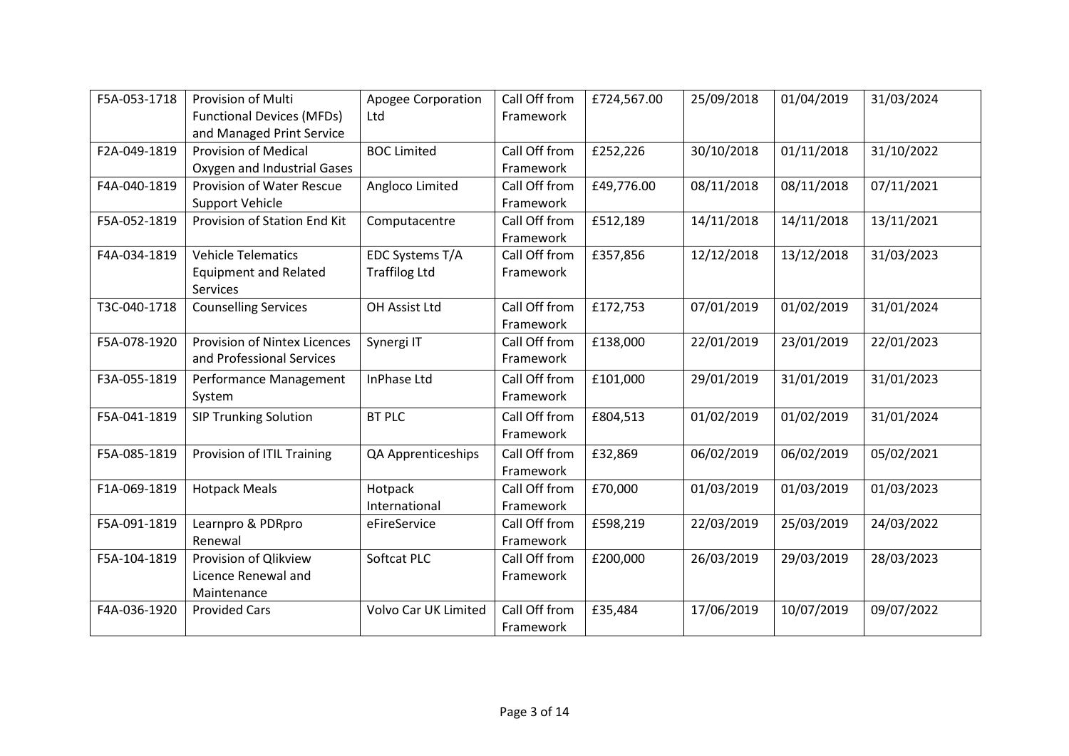| F5A-053-1718 | Provision of Multi Functional Devices (MFDs) and Managed Print Service | Apogee Corporation Ltd | Call Off from Framework | £724,567.00 | 25/09/2018 | 01/04/2019 | 31/03/2024 |
|---|---|---|---|---|---|---|---|
| F2A-049-1819 | Provision of Medical Oxygen and Industrial Gases | BOC Limited | Call Off from Framework | £252,226 | 30/10/2018 | 01/11/2018 | 31/10/2022 |
| F4A-040-1819 | Provision of Water Rescue Support Vehicle | Angloco Limited | Call Off from Framework | £49,776.00 | 08/11/2018 | 08/11/2018 | 07/11/2021 |
| F5A-052-1819 | Provision of Station End Kit | Computacentre | Call Off from Framework | £512,189 | 14/11/2018 | 14/11/2018 | 13/11/2021 |
| F4A-034-1819 | Vehicle Telematics Equipment and Related Services | EDC Systems T/A Traffilog Ltd | Call Off from Framework | £357,856 | 12/12/2018 | 13/12/2018 | 31/03/2023 |
| T3C-040-1718 | Counselling Services | OH Assist Ltd | Call Off from Framework | £172,753 | 07/01/2019 | 01/02/2019 | 31/01/2024 |
| F5A-078-1920 | Provision of Nintex Licences and Professional Services | Synergi IT | Call Off from Framework | £138,000 | 22/01/2019 | 23/01/2019 | 22/01/2023 |
| F3A-055-1819 | Performance Management System | InPhase Ltd | Call Off from Framework | £101,000 | 29/01/2019 | 31/01/2019 | 31/01/2023 |
| F5A-041-1819 | SIP Trunking Solution | BT PLC | Call Off from Framework | £804,513 | 01/02/2019 | 01/02/2019 | 31/01/2024 |
| F5A-085-1819 | Provision of ITIL Training | QA Apprenticeships | Call Off from Framework | £32,869 | 06/02/2019 | 06/02/2019 | 05/02/2021 |
| F1A-069-1819 | Hotpack Meals | Hotpack International | Call Off from Framework | £70,000 | 01/03/2019 | 01/03/2019 | 01/03/2023 |
| F5A-091-1819 | Learnpro & PDRpro Renewal | eFireService | Call Off from Framework | £598,219 | 22/03/2019 | 25/03/2019 | 24/03/2022 |
| F5A-104-1819 | Provision of Qlikview Licence Renewal and Maintenance | Softcat PLC | Call Off from Framework | £200,000 | 26/03/2019 | 29/03/2019 | 28/03/2023 |
| F4A-036-1920 | Provided Cars | Volvo Car UK Limited | Call Off from Framework | £35,484 | 17/06/2019 | 10/07/2019 | 09/07/2022 |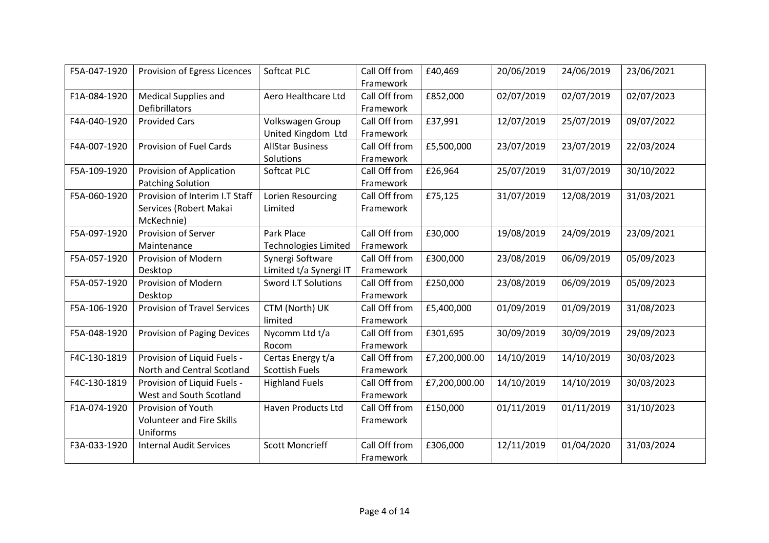| | | | | | | | |
|---|---|---|---|---|---|---|---|
| F5A-047-1920 | Provision of Egress Licences | Softcat PLC | Call Off from Framework | £40,469 | 20/06/2019 | 24/06/2019 | 23/06/2021 |
| F1A-084-1920 | Medical Supplies and Defibrillators | Aero Healthcare Ltd | Call Off from Framework | £852,000 | 02/07/2019 | 02/07/2019 | 02/07/2023 |
| F4A-040-1920 | Provided Cars | Volkswagen Group United Kingdom Ltd | Call Off from Framework | £37,991 | 12/07/2019 | 25/07/2019 | 09/07/2022 |
| F4A-007-1920 | Provision of Fuel Cards | AllStar Business Solutions | Call Off from Framework | £5,500,000 | 23/07/2019 | 23/07/2019 | 22/03/2024 |
| F5A-109-1920 | Provision of Application Patching Solution | Softcat PLC | Call Off from Framework | £26,964 | 25/07/2019 | 31/07/2019 | 30/10/2022 |
| F5A-060-1920 | Provision of Interim I.T Staff Services (Robert Makai McKechnie) | Lorien Resourcing Limited | Call Off from Framework | £75,125 | 31/07/2019 | 12/08/2019 | 31/03/2021 |
| F5A-097-1920 | Provision of Server Maintenance | Park Place Technologies Limited | Call Off from Framework | £30,000 | 19/08/2019 | 24/09/2019 | 23/09/2021 |
| F5A-057-1920 | Provision of Modern Desktop | Synergi Software Limited t/a Synergi IT | Call Off from Framework | £300,000 | 23/08/2019 | 06/09/2019 | 05/09/2023 |
| F5A-057-1920 | Provision of Modern Desktop | Sword I.T Solutions | Call Off from Framework | £250,000 | 23/08/2019 | 06/09/2019 | 05/09/2023 |
| F5A-106-1920 | Provision of Travel Services | CTM (North) UK limited | Call Off from Framework | £5,400,000 | 01/09/2019 | 01/09/2019 | 31/08/2023 |
| F5A-048-1920 | Provision of Paging Devices | Nycomm Ltd t/a Rocom | Call Off from Framework | £301,695 | 30/09/2019 | 30/09/2019 | 29/09/2023 |
| F4C-130-1819 | Provision of Liquid Fuels - North and Central Scotland | Certas Energy t/a Scottish Fuels | Call Off from Framework | £7,200,000.00 | 14/10/2019 | 14/10/2019 | 30/03/2023 |
| F4C-130-1819 | Provision of Liquid Fuels - West and South Scotland | Highland Fuels | Call Off from Framework | £7,200,000.00 | 14/10/2019 | 14/10/2019 | 30/03/2023 |
| F1A-074-1920 | Provision of Youth Volunteer and Fire Skills Uniforms | Haven Products Ltd | Call Off from Framework | £150,000 | 01/11/2019 | 01/11/2019 | 31/10/2023 |
| F3A-033-1920 | Internal Audit Services | Scott Moncrieff | Call Off from Framework | £306,000 | 12/11/2019 | 01/04/2020 | 31/03/2024 |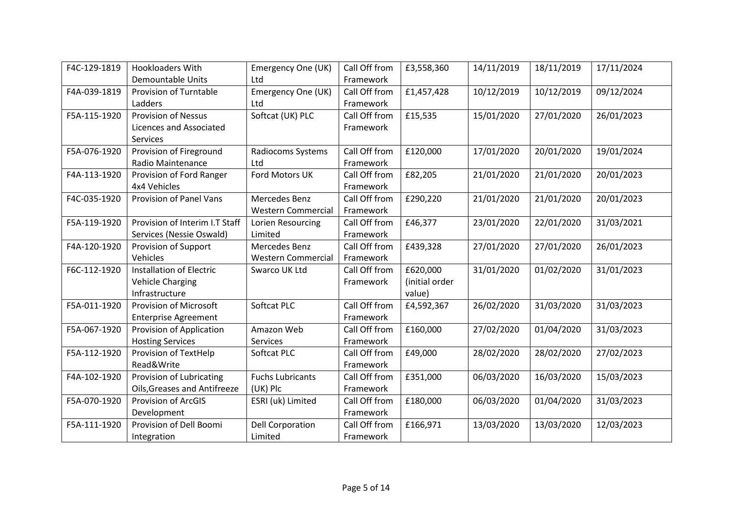| F4C-129-1819 | Hookloaders With Demountable Units | Emergency One (UK) Ltd | Call Off from Framework | £3,558,360 | 14/11/2019 | 18/11/2019 | 17/11/2024 |
|---|---|---|---|---|---|---|---|
| F4A-039-1819 | Provision of Turntable Ladders | Emergency One (UK) Ltd | Call Off from Framework | £1,457,428 | 10/12/2019 | 10/12/2019 | 09/12/2024 |
| F5A-115-1920 | Provision of Nessus Licences and Associated Services | Softcat (UK) PLC | Call Off from Framework | £15,535 | 15/01/2020 | 27/01/2020 | 26/01/2023 |
| F5A-076-1920 | Provision of Fireground Radio Maintenance | Radiocoms Systems Ltd | Call Off from Framework | £120,000 | 17/01/2020 | 20/01/2020 | 19/01/2024 |
| F4A-113-1920 | Provision of Ford Ranger 4x4 Vehicles | Ford Motors UK | Call Off from Framework | £82,205 | 21/01/2020 | 21/01/2020 | 20/01/2023 |
| F4C-035-1920 | Provision of Panel Vans | Mercedes Benz Western Commercial | Call Off from Framework | £290,220 | 21/01/2020 | 21/01/2020 | 20/01/2023 |
| F5A-119-1920 | Provision of Interim I.T Staff Services (Nessie Oswald) | Lorien Resourcing Limited | Call Off from Framework | £46,377 | 23/01/2020 | 22/01/2020 | 31/03/2021 |
| F4A-120-1920 | Provision of Support Vehicles | Mercedes Benz Western Commercial | Call Off from Framework | £439,328 | 27/01/2020 | 27/01/2020 | 26/01/2023 |
| F6C-112-1920 | Installation of Electric Vehicle Charging Infrastructure | Swarco UK Ltd | Call Off from Framework | £620,000 (initial order value) | 31/01/2020 | 01/02/2020 | 31/01/2023 |
| F5A-011-1920 | Provision of Microsoft Enterprise Agreement | Softcat PLC | Call Off from Framework | £4,592,367 | 26/02/2020 | 31/03/2020 | 31/03/2023 |
| F5A-067-1920 | Provision of Application Hosting Services | Amazon Web Services | Call Off from Framework | £160,000 | 27/02/2020 | 01/04/2020 | 31/03/2023 |
| F5A-112-1920 | Provision of TextHelp Read&Write | Softcat PLC | Call Off from Framework | £49,000 | 28/02/2020 | 28/02/2020 | 27/02/2023 |
| F4A-102-1920 | Provision of Lubricating Oils,Greases and Antifreeze | Fuchs Lubricants (UK) Plc | Call Off from Framework | £351,000 | 06/03/2020 | 16/03/2020 | 15/03/2023 |
| F5A-070-1920 | Provision of ArcGIS Development | ESRI (uk) Limited | Call Off from Framework | £180,000 | 06/03/2020 | 01/04/2020 | 31/03/2023 |
| F5A-111-1920 | Provision of Dell Boomi Integration | Dell Corporation Limited | Call Off from Framework | £166,971 | 13/03/2020 | 13/03/2020 | 12/03/2023 |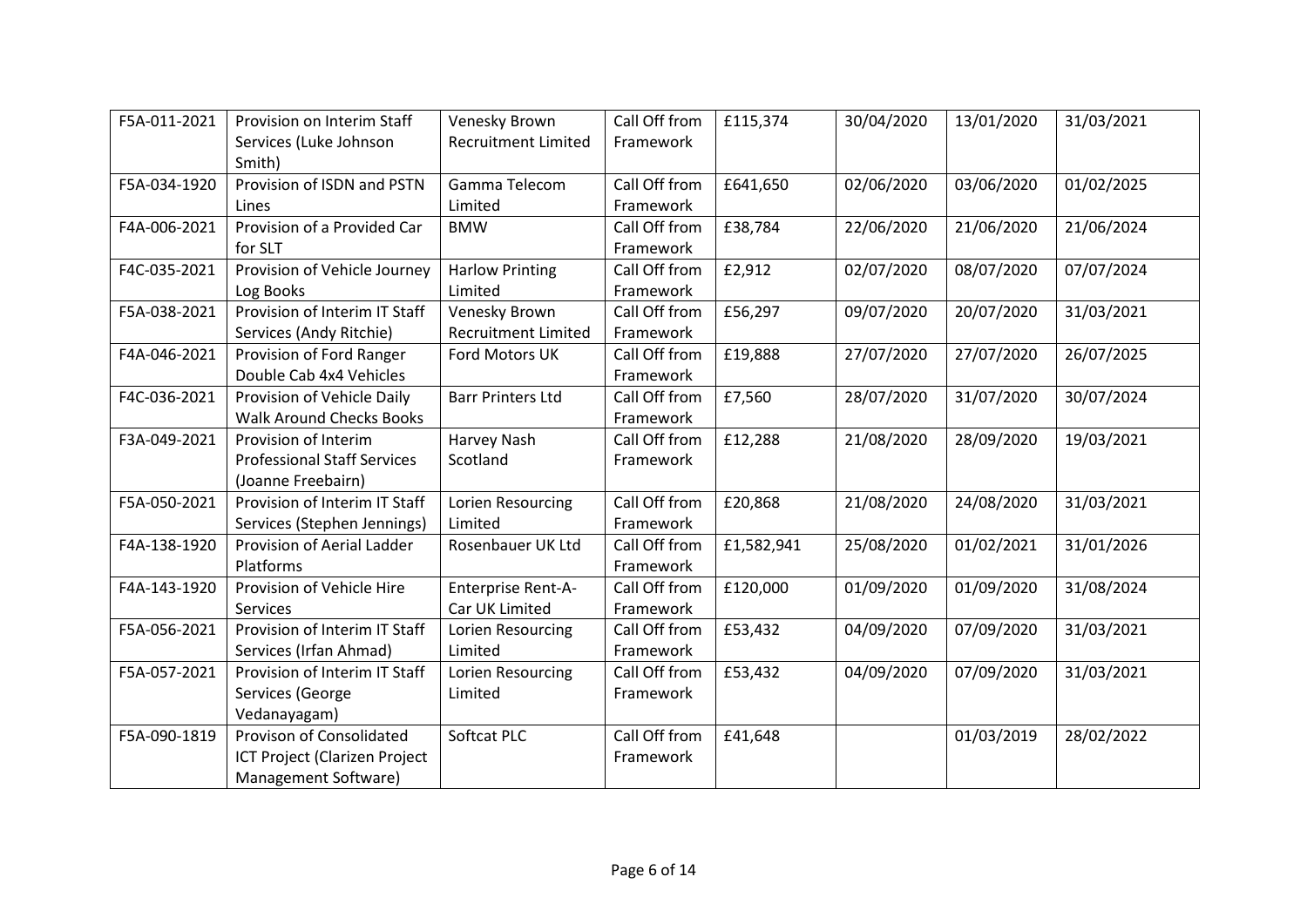| F5A-011-2021 | Provision on Interim Staff Services (Luke Johnson Smith) | Venesky Brown Recruitment Limited | Call Off from Framework | £115,374 | 30/04/2020 | 13/01/2020 | 31/03/2021 |
|---|---|---|---|---|---|---|---|
| F5A-034-1920 | Provision of ISDN and PSTN Lines | Gamma Telecom Limited | Call Off from Framework | £641,650 | 02/06/2020 | 03/06/2020 | 01/02/2025 |
| F4A-006-2021 | Provision of a Provided Car for SLT | BMW | Call Off from Framework | £38,784 | 22/06/2020 | 21/06/2020 | 21/06/2024 |
| F4C-035-2021 | Provision of Vehicle Journey Log Books | Harlow Printing Limited | Call Off from Framework | £2,912 | 02/07/2020 | 08/07/2020 | 07/07/2024 |
| F5A-038-2021 | Provision of Interim IT Staff Services (Andy Ritchie) | Venesky Brown Recruitment Limited | Call Off from Framework | £56,297 | 09/07/2020 | 20/07/2020 | 31/03/2021 |
| F4A-046-2021 | Provision of Ford Ranger Double Cab 4x4 Vehicles | Ford Motors UK | Call Off from Framework | £19,888 | 27/07/2020 | 27/07/2020 | 26/07/2025 |
| F4C-036-2021 | Provision of Vehicle Daily Walk Around Checks Books | Barr Printers Ltd | Call Off from Framework | £7,560 | 28/07/2020 | 31/07/2020 | 30/07/2024 |
| F3A-049-2021 | Provision of Interim Professional Staff Services (Joanne Freebairn) | Harvey Nash Scotland | Call Off from Framework | £12,288 | 21/08/2020 | 28/09/2020 | 19/03/2021 |
| F5A-050-2021 | Provision of Interim IT Staff Services (Stephen Jennings) | Lorien Resourcing Limited | Call Off from Framework | £20,868 | 21/08/2020 | 24/08/2020 | 31/03/2021 |
| F4A-138-1920 | Provision of Aerial Ladder Platforms | Rosenbauer UK Ltd | Call Off from Framework | £1,582,941 | 25/08/2020 | 01/02/2021 | 31/01/2026 |
| F4A-143-1920 | Provision of Vehicle Hire Services | Enterprise Rent-A-Car UK Limited | Call Off from Framework | £120,000 | 01/09/2020 | 01/09/2020 | 31/08/2024 |
| F5A-056-2021 | Provision of Interim IT Staff Services (Irfan Ahmad) | Lorien Resourcing Limited | Call Off from Framework | £53,432 | 04/09/2020 | 07/09/2020 | 31/03/2021 |
| F5A-057-2021 | Provision of Interim IT Staff Services (George Vedanayagam) | Lorien Resourcing Limited | Call Off from Framework | £53,432 | 04/09/2020 | 07/09/2020 | 31/03/2021 |
| F5A-090-1819 | Provison of Consolidated ICT Project (Clarizen Project Management Software) | Softcat PLC | Call Off from Framework | £41,648 | | 01/03/2019 | 28/02/2022 |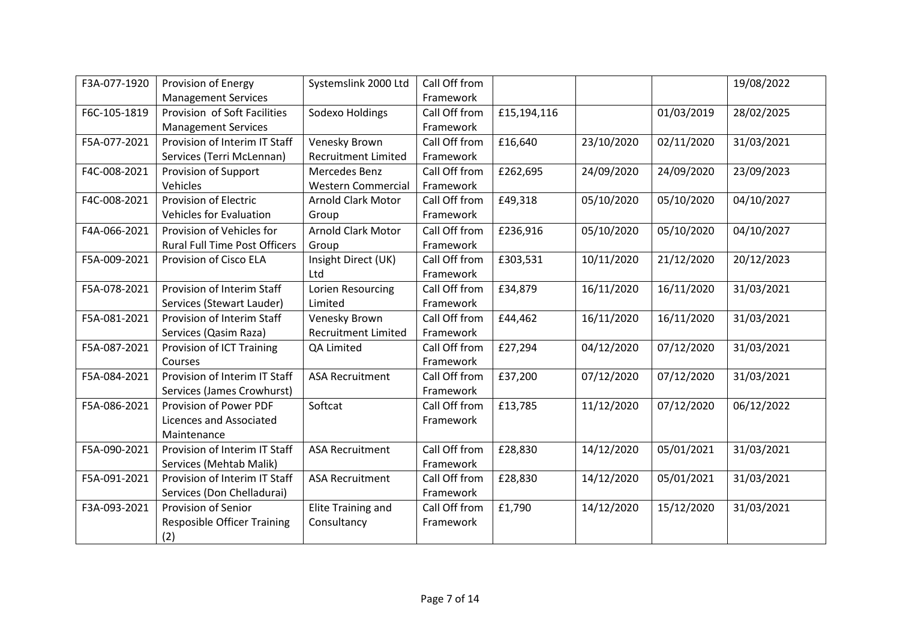| F3A-077-1920 | Provision of Energy Management Services | Systemslink 2000 Ltd | Call Off from Framework | | | | 19/08/2022 |
|---|---|---|---|---|---|---|---|
| F6C-105-1819 | Provision of Soft Facilities Management Services | Sodexo Holdings | Call Off from Framework | £15,194,116 | | 01/03/2019 | 28/02/2025 |
| F5A-077-2021 | Provision of Interim IT Staff Services (Terri McLennan) | Venesky Brown Recruitment Limited | Call Off from Framework | £16,640 | 23/10/2020 | 02/11/2020 | 31/03/2021 |
| F4C-008-2021 | Provision of Support Vehicles | Mercedes Benz Western Commercial | Call Off from Framework | £262,695 | 24/09/2020 | 24/09/2020 | 23/09/2023 |
| F4C-008-2021 | Provision of Electric Vehicles for Evaluation | Arnold Clark Motor Group | Call Off from Framework | £49,318 | 05/10/2020 | 05/10/2020 | 04/10/2027 |
| F4A-066-2021 | Provision of Vehicles for Rural Full Time Post Officers | Arnold Clark Motor Group | Call Off from Framework | £236,916 | 05/10/2020 | 05/10/2020 | 04/10/2027 |
| F5A-009-2021 | Provision of Cisco ELA | Insight Direct (UK) Ltd | Call Off from Framework | £303,531 | 10/11/2020 | 21/12/2020 | 20/12/2023 |
| F5A-078-2021 | Provision of Interim Staff Services (Stewart Lauder) | Lorien Resourcing Limited | Call Off from Framework | £34,879 | 16/11/2020 | 16/11/2020 | 31/03/2021 |
| F5A-081-2021 | Provision of Interim Staff Services (Qasim Raza) | Venesky Brown Recruitment Limited | Call Off from Framework | £44,462 | 16/11/2020 | 16/11/2020 | 31/03/2021 |
| F5A-087-2021 | Provision of ICT Training Courses | QA Limited | Call Off from Framework | £27,294 | 04/12/2020 | 07/12/2020 | 31/03/2021 |
| F5A-084-2021 | Provision of Interim IT Staff Services (James Crowhurst) | ASA Recruitment | Call Off from Framework | £37,200 | 07/12/2020 | 07/12/2020 | 31/03/2021 |
| F5A-086-2021 | Provision of Power PDF Licences and Associated Maintenance | Softcat | Call Off from Framework | £13,785 | 11/12/2020 | 07/12/2020 | 06/12/2022 |
| F5A-090-2021 | Provision of Interim IT Staff Services (Mehtab Malik) | ASA Recruitment | Call Off from Framework | £28,830 | 14/12/2020 | 05/01/2021 | 31/03/2021 |
| F5A-091-2021 | Provision of Interim IT Staff Services (Don Chelladurai) | ASA Recruitment | Call Off from Framework | £28,830 | 14/12/2020 | 05/01/2021 | 31/03/2021 |
| F3A-093-2021 | Provision of Senior Resposible Officer Training (2) | Elite Training and Consultancy | Call Off from Framework | £1,790 | 14/12/2020 | 15/12/2020 | 31/03/2021 |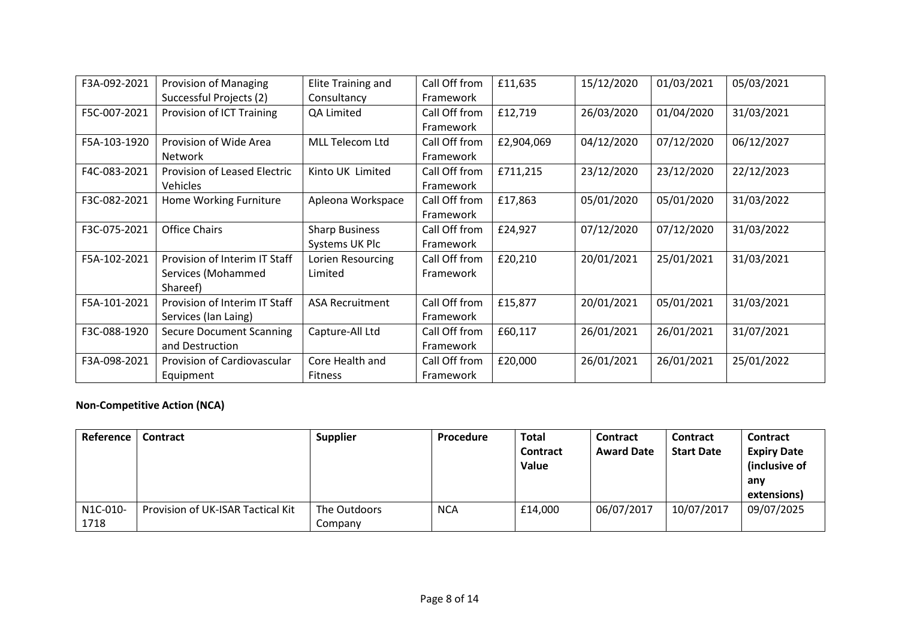| | | | | | | | |
|---|---|---|---|---|---|---|---|
| F3A-092-2021 | Provision of Managing Successful Projects (2) | Elite Training and Consultancy | Call Off from Framework | £11,635 | 15/12/2020 | 01/03/2021 | 05/03/2021 |
| F5C-007-2021 | Provision of ICT Training | QA Limited | Call Off from Framework | £12,719 | 26/03/2020 | 01/04/2020 | 31/03/2021 |
| F5A-103-1920 | Provision of Wide Area Network | MLL Telecom Ltd | Call Off from Framework | £2,904,069 | 04/12/2020 | 07/12/2020 | 06/12/2027 |
| F4C-083-2021 | Provision of Leased Electric Vehicles | Kinto UK Limited | Call Off from Framework | £711,215 | 23/12/2020 | 23/12/2020 | 22/12/2023 |
| F3C-082-2021 | Home Working Furniture | Apleona Workspace | Call Off from Framework | £17,863 | 05/01/2020 | 05/01/2020 | 31/03/2022 |
| F3C-075-2021 | Office Chairs | Sharp Business Systems UK Plc | Call Off from Framework | £24,927 | 07/12/2020 | 07/12/2020 | 31/03/2022 |
| F5A-102-2021 | Provision of Interim IT Staff Services (Mohammed Shareef) | Lorien Resourcing Limited | Call Off from Framework | £20,210 | 20/01/2021 | 25/01/2021 | 31/03/2021 |
| F5A-101-2021 | Provision of Interim IT Staff Services (Ian Laing) | ASA Recruitment | Call Off from Framework | £15,877 | 20/01/2021 | 05/01/2021 | 31/03/2021 |
| F3C-088-1920 | Secure Document Scanning and Destruction | Capture-All Ltd | Call Off from Framework | £60,117 | 26/01/2021 | 26/01/2021 | 31/07/2021 |
| F3A-098-2021 | Provision of Cardiovascular Equipment | Core Health and Fitness | Call Off from Framework | £20,000 | 26/01/2021 | 26/01/2021 | 25/01/2022 |

**Non-Competitive Action (NCA)**

| Reference | Contract | Supplier | Procedure | Total Contract Value | Contract Award Date | Contract Start Date | Contract Expiry Date (inclusive of any extensions) |
|---|---|---|---|---|---|---|---|
| N1C-010-1718 | Provision of UK-ISAR Tactical Kit | The Outdoors Company | NCA | £14,000 | 06/07/2017 | 10/07/2017 | 09/07/2025 |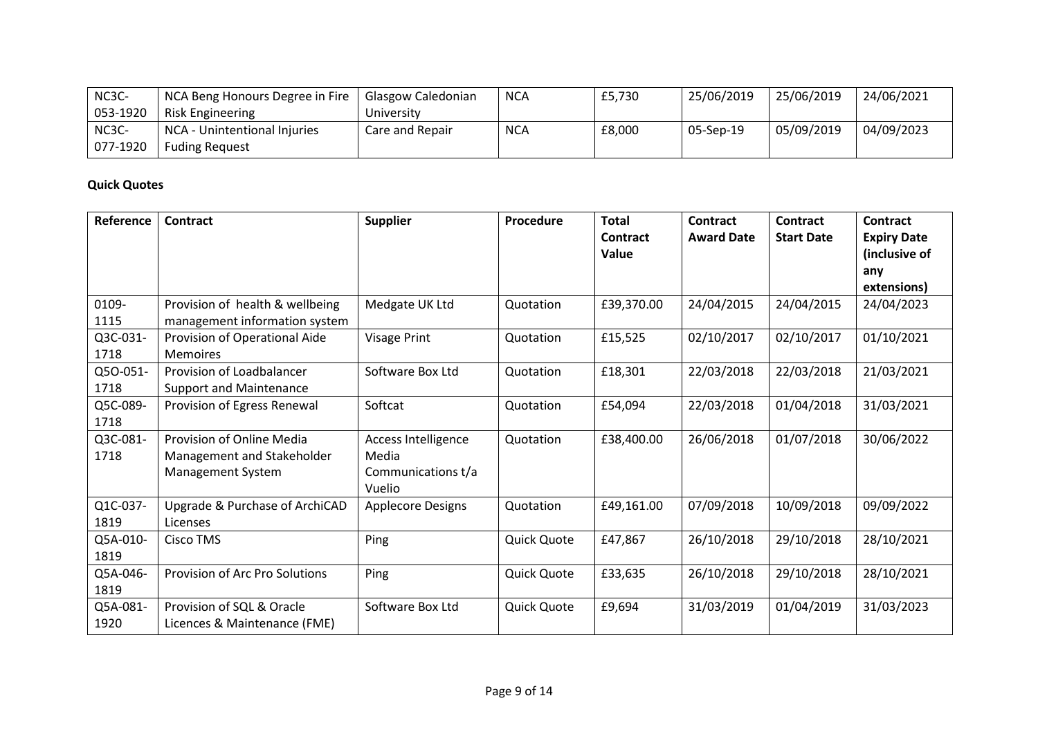| NC3C-053-1920 | NCA Beng Honours Degree in Fire Risk Engineering | Glasgow Caledonian University | NCA | £5,730 | 25/06/2019 | 25/06/2019 | 24/06/2021 |
|---|---|---|---|---|---|---|---|
| NC3C-077-1920 | NCA - Unintentional Injuries Fuding Request | Care and Repair | NCA | £8,000 | 05-Sep-19 | 05/09/2019 | 04/09/2023 |

**Quick Quotes**

| Reference | Contract | Supplier | Procedure | Total Contract Value | Contract Award Date | Contract Start Date | Contract Expiry Date (inclusive of any extensions) |
|---|---|---|---|---|---|---|---|
| 0109-1115 | Provision of health & wellbeing management information system | Medgate UK Ltd | Quotation | £39,370.00 | 24/04/2015 | 24/04/2015 | 24/04/2023 |
| Q3C-031-1718 | Provision of Operational Aide Memoires | Visage Print | Quotation | £15,525 | 02/10/2017 | 02/10/2017 | 01/10/2021 |
| Q5O-051-1718 | Provision of Loadbalancer Support and Maintenance | Software Box Ltd | Quotation | £18,301 | 22/03/2018 | 22/03/2018 | 21/03/2021 |
| Q5C-089-1718 | Provision of Egress Renewal | Softcat | Quotation | £54,094 | 22/03/2018 | 01/04/2018 | 31/03/2021 |
| Q3C-081-1718 | Provision of Online Media Management and Stakeholder Management System | Access Intelligence Media Communications t/a Vuelio | Quotation | £38,400.00 | 26/06/2018 | 01/07/2018 | 30/06/2022 |
| Q1C-037-1819 | Upgrade & Purchase of ArchiCAD Licenses | Applecore Designs | Quotation | £49,161.00 | 07/09/2018 | 10/09/2018 | 09/09/2022 |
| Q5A-010-1819 | Cisco TMS | Ping | Quick Quote | £47,867 | 26/10/2018 | 29/10/2018 | 28/10/2021 |
| Q5A-046-1819 | Provision of Arc Pro Solutions | Ping | Quick Quote | £33,635 | 26/10/2018 | 29/10/2018 | 28/10/2021 |
| Q5A-081-1920 | Provision of SQL & Oracle Licences & Maintenance (FME) | Software Box Ltd | Quick Quote | £9,694 | 31/03/2019 | 01/04/2019 | 31/03/2023 |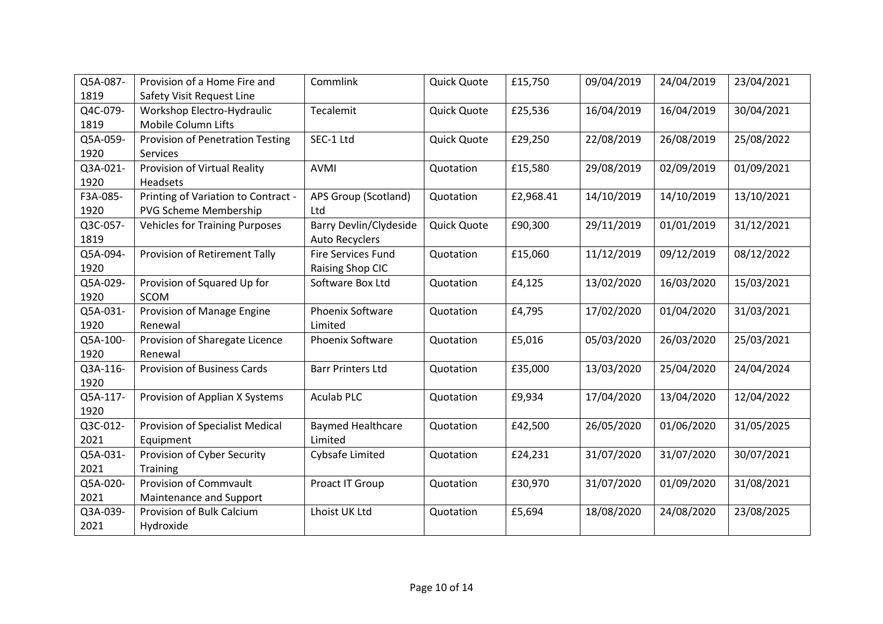| Q5A-087-1819 | Provision of a Home Fire and Safety Visit Request Line | Commlink | Quick Quote | £15,750 | 09/04/2019 | 24/04/2019 | 23/04/2021 |
|---|---|---|---|---|---|---|---|
| Q4C-079-1819 | Workshop Electro-Hydraulic Mobile Column Lifts | Tecalemit | Quick Quote | £25,536 | 16/04/2019 | 16/04/2019 | 30/04/2021 |
| Q5A-059-1920 | Provision of Penetration Testing Services | SEC-1 Ltd | Quick Quote | £29,250 | 22/08/2019 | 26/08/2019 | 25/08/2022 |
| Q3A-021-1920 | Provision of Virtual Reality Headsets | AVMI | Quotation | £15,580 | 29/08/2019 | 02/09/2019 | 01/09/2021 |
| F3A-085-1920 | Printing of Variation to Contract - PVG Scheme Membership | APS Group (Scotland) Ltd | Quotation | £2,968.41 | 14/10/2019 | 14/10/2019 | 13/10/2021 |
| Q3C-057-1819 | Vehicles for Training Purposes | Barry Devlin/Clydeside Auto Recyclers | Quick Quote | £90,300 | 29/11/2019 | 01/01/2019 | 31/12/2021 |
| Q5A-094-1920 | Provision of Retirement Tally | Fire Services Fund Raising Shop CIC | Quotation | £15,060 | 11/12/2019 | 09/12/2019 | 08/12/2022 |
| Q5A-029-1920 | Provision of Squared Up for SCOM | Software Box Ltd | Quotation | £4,125 | 13/02/2020 | 16/03/2020 | 15/03/2021 |
| Q5A-031-1920 | Provision of Manage Engine Renewal | Phoenix Software Limited | Quotation | £4,795 | 17/02/2020 | 01/04/2020 | 31/03/2021 |
| Q5A-100-1920 | Provision of Sharegate Licence Renewal | Phoenix Software | Quotation | £5,016 | 05/03/2020 | 26/03/2020 | 25/03/2021 |
| Q3A-116-1920 | Provision of Business Cards | Barr Printers Ltd | Quotation | £35,000 | 13/03/2020 | 25/04/2020 | 24/04/2024 |
| Q5A-117-1920 | Provision of Applian X Systems | Aculab PLC | Quotation | £9,934 | 17/04/2020 | 13/04/2020 | 12/04/2022 |
| Q3C-012-2021 | Provision of Specialist Medical Equipment | Baymed Healthcare Limited | Quotation | £42,500 | 26/05/2020 | 01/06/2020 | 31/05/2025 |
| Q5A-031-2021 | Provision of Cyber Security Training | Cybsafe Limited | Quotation | £24,231 | 31/07/2020 | 31/07/2020 | 30/07/2021 |
| Q5A-020-2021 | Provision of Commvault Maintenance and Support | Proact IT Group | Quotation | £30,970 | 31/07/2020 | 01/09/2020 | 31/08/2021 |
| Q3A-039-2021 | Provision of Bulk Calcium Hydroxide | Lhoist UK Ltd | Quotation | £5,694 | 18/08/2020 | 24/08/2020 | 23/08/2025 |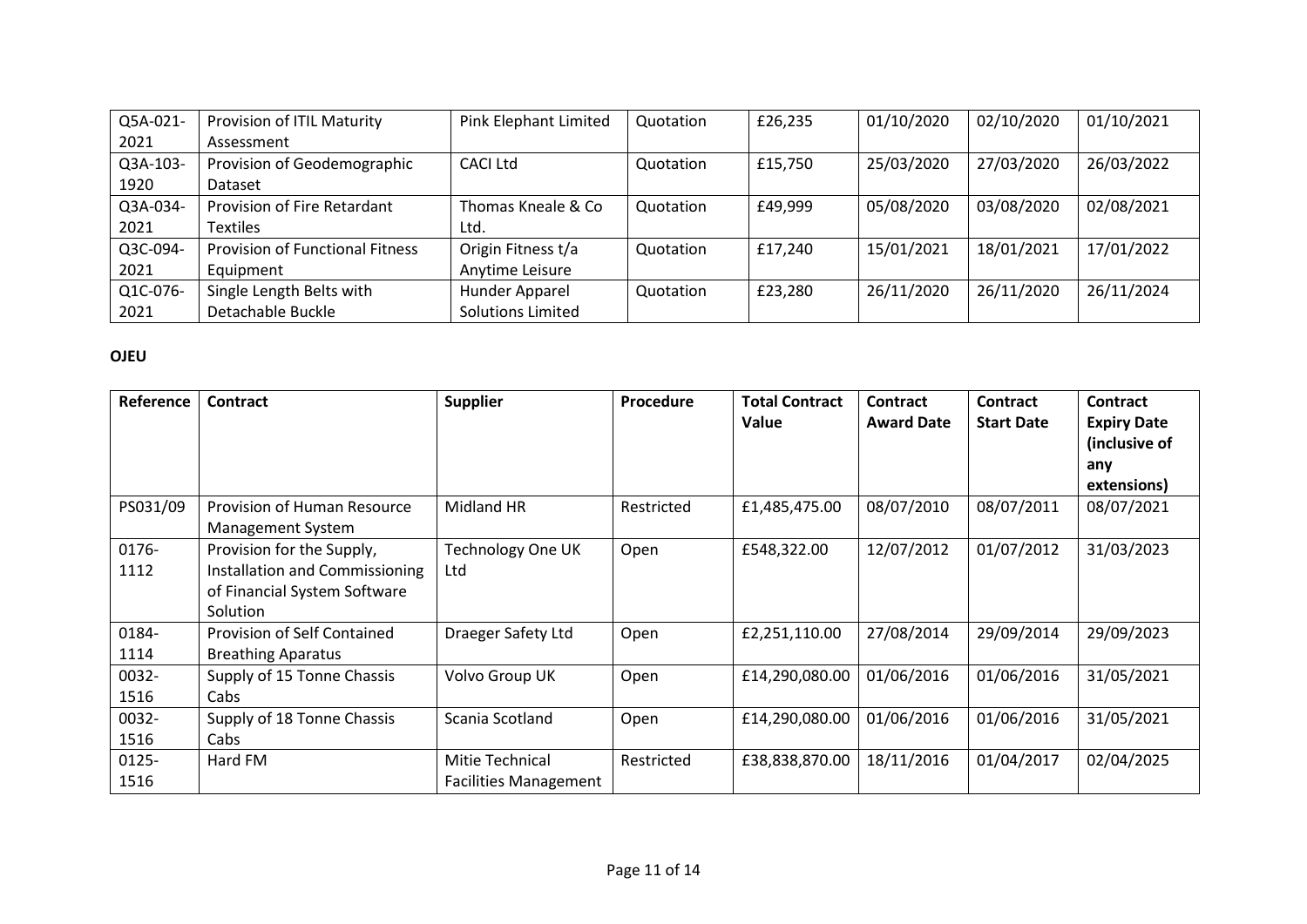| | | | | | | | |
|---|---|---|---|---|---|---|---|
| Q5A-021-2021 | Provision of ITIL Maturity Assessment | Pink Elephant Limited | Quotation | £26,235 | 01/10/2020 | 02/10/2020 | 01/10/2021 |
| Q3A-103-1920 | Provision of Geodemographic Dataset | CACI Ltd | Quotation | £15,750 | 25/03/2020 | 27/03/2020 | 26/03/2022 |
| Q3A-034-2021 | Provision of Fire Retardant Textiles | Thomas Kneale & Co Ltd. | Quotation | £49,999 | 05/08/2020 | 03/08/2020 | 02/08/2021 |
| Q3C-094-2021 | Provision of Functional Fitness Equipment | Origin Fitness t/a Anytime Leisure | Quotation | £17,240 | 15/01/2021 | 18/01/2021 | 17/01/2022 |
| Q1C-076-2021 | Single Length Belts with Detachable Buckle | Hunder Apparel Solutions Limited | Quotation | £23,280 | 26/11/2020 | 26/11/2020 | 26/11/2024 |

**OJEU**

| Reference | Contract | Supplier | Procedure | Total Contract Value | Contract Award Date | Contract Start Date | Contract Expiry Date (inclusive of any extensions) |
|---|---|---|---|---|---|---|---|
| PS031/09 | Provision of Human Resource Management System | Midland HR | Restricted | £1,485,475.00 | 08/07/2010 | 08/07/2011 | 08/07/2021 |
| 0176-1112 | Provision for the Supply, Installation and Commissioning of Financial System Software Solution | Technology One UK Ltd | Open | £548,322.00 | 12/07/2012 | 01/07/2012 | 31/03/2023 |
| 0184-1114 | Provision of Self Contained Breathing Aparatus | Draeger Safety Ltd | Open | £2,251,110.00 | 27/08/2014 | 29/09/2014 | 29/09/2023 |
| 0032-1516 | Supply of 15 Tonne Chassis Cabs | Volvo Group UK | Open | £14,290,080.00 | 01/06/2016 | 01/06/2016 | 31/05/2021 |
| 0032-1516 | Supply of 18 Tonne Chassis Cabs | Scania Scotland | Open | £14,290,080.00 | 01/06/2016 | 01/06/2016 | 31/05/2021 |
| 0125-1516 | Hard FM | Mitie Technical Facilities Management | Restricted | £38,838,870.00 | 18/11/2016 | 01/04/2017 | 02/04/2025 |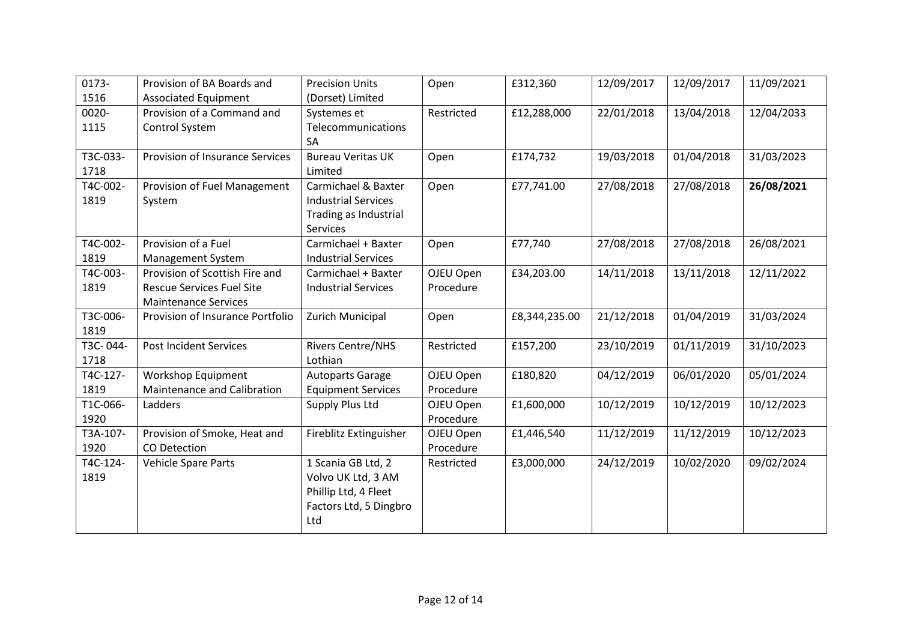| 0173-1516 | Provision of BA Boards and Associated Equipment | Precision Units (Dorset) Limited | Open | £312,360 | 12/09/2017 | 12/09/2017 | 11/09/2021 |
|---|---|---|---|---|---|---|---|
| 0020-1115 | Provision of a Command and Control System | Systemes et Telecommunications SA | Restricted | £12,288,000 | 22/01/2018 | 13/04/2018 | 12/04/2033 |
| T3C-033-1718 | Provision of Insurance Services | Bureau Veritas UK Limited | Open | £174,732 | 19/03/2018 | 01/04/2018 | 31/03/2023 |
| T4C-002-1819 | Provision of Fuel Management System | Carmichael & Baxter Industrial Services Trading as Industrial Services | Open | £77,741.00 | 27/08/2018 | 27/08/2018 | **26/08/2021** |
| T4C-002-1819 | Provision of a Fuel Management System | Carmichael + Baxter Industrial Services | Open | £77,740 | 27/08/2018 | 27/08/2018 | 26/08/2021 |
| T4C-003-1819 | Provision of Scottish Fire and Rescue Services Fuel Site Maintenance Services | Carmichael + Baxter Industrial Services | OJEU Open Procedure | £34,203.00 | 14/11/2018 | 13/11/2018 | 12/11/2022 |
| T3C-006-1819 | Provision of Insurance Portfolio | Zurich Municipal | Open | £8,344,235.00 | 21/12/2018 | 01/04/2019 | 31/03/2024 |
| T3C- 044-1718 | Post Incident Services | Rivers Centre/NHS Lothian | Restricted | £157,200 | 23/10/2019 | 01/11/2019 | 31/10/2023 |
| T4C-127-1819 | Workshop Equipment Maintenance and Calibration | Autoparts Garage Equipment Services | OJEU Open Procedure | £180,820 | 04/12/2019 | 06/01/2020 | 05/01/2024 |
| T1C-066-1920 | Ladders | Supply Plus Ltd | OJEU Open Procedure | £1,600,000 | 10/12/2019 | 10/12/2019 | 10/12/2023 |
| T3A-107-1920 | Provision of Smoke, Heat and CO Detection | Fireblitz Extinguisher | OJEU Open Procedure | £1,446,540 | 11/12/2019 | 11/12/2019 | 10/12/2023 |
| T4C-124-1819 | Vehicle Spare Parts | 1 Scania GB Ltd, 2 Volvo UK Ltd, 3 AM Phillip Ltd, 4 Fleet Factors Ltd, 5 Dingbro Ltd | Restricted | £3,000,000 | 24/12/2019 | 10/02/2020 | 09/02/2024 |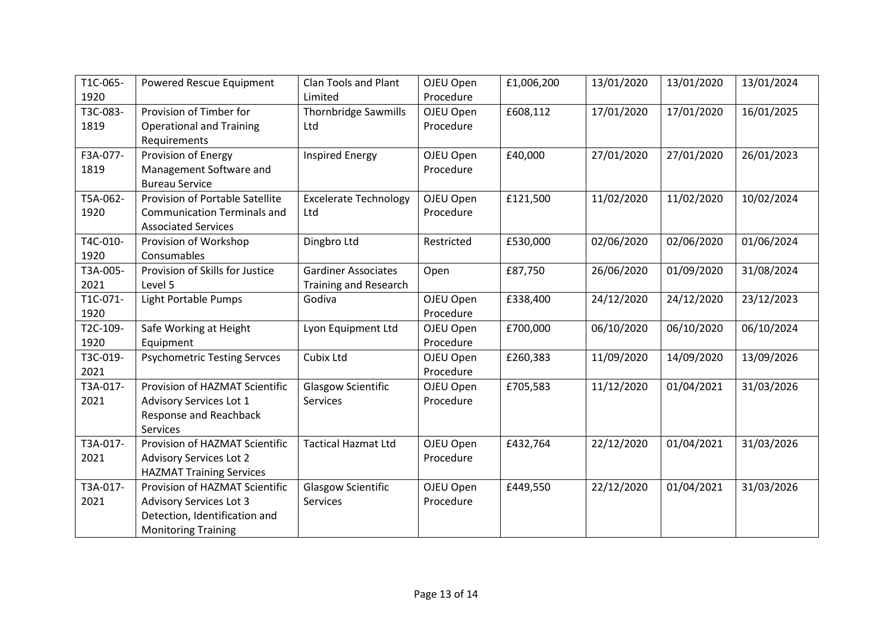| T1C-065-1920 | Powered Rescue Equipment | Clan Tools and Plant Limited | OJEU Open Procedure | £1,006,200 | 13/01/2020 | 13/01/2020 | 13/01/2024 |
|---|---|---|---|---|---|---|---|
| T3C-083-1819 | Provision of Timber for Operational and Training Requirements | Thornbridge Sawmills Ltd | OJEU Open Procedure | £608,112 | 17/01/2020 | 17/01/2020 | 16/01/2025 |
| F3A-077-1819 | Provision of Energy Management Software and Bureau Service | Inspired Energy | OJEU Open Procedure | £40,000 | 27/01/2020 | 27/01/2020 | 26/01/2023 |
| T5A-062-1920 | Provision of Portable Satellite Communication Terminals and Associated Services | Excelerate Technology Ltd | OJEU Open Procedure | £121,500 | 11/02/2020 | 11/02/2020 | 10/02/2024 |
| T4C-010-1920 | Provision of Workshop Consumables | Dingbro Ltd | Restricted | £530,000 | 02/06/2020 | 02/06/2020 | 01/06/2024 |
| T3A-005-2021 | Provision of Skills for Justice Level 5 | Gardiner Associates Training and Research | Open | £87,750 | 26/06/2020 | 01/09/2020 | 31/08/2024 |
| T1C-071-1920 | Light Portable Pumps | Godiva | OJEU Open Procedure | £338,400 | 24/12/2020 | 24/12/2020 | 23/12/2023 |
| T2C-109-1920 | Safe Working at Height Equipment | Lyon Equipment Ltd | OJEU Open Procedure | £700,000 | 06/10/2020 | 06/10/2020 | 06/10/2024 |
| T3C-019-2021 | Psychometric Testing Servces | Cubix Ltd | OJEU Open Procedure | £260,383 | 11/09/2020 | 14/09/2020 | 13/09/2026 |
| T3A-017-2021 | Provision of HAZMAT Scientific Advisory Services Lot 1 Response and Reachback Services | Glasgow Scientific Services | OJEU Open Procedure | £705,583 | 11/12/2020 | 01/04/2021 | 31/03/2026 |
| T3A-017-2021 | Provision of HAZMAT Scientific Advisory Services Lot 2 HAZMAT Training Services | Tactical Hazmat Ltd | OJEU Open Procedure | £432,764 | 22/12/2020 | 01/04/2021 | 31/03/2026 |
| T3A-017-2021 | Provision of HAZMAT Scientific Advisory Services Lot 3 Detection, Identification and Monitoring Training | Glasgow Scientific Services | OJEU Open Procedure | £449,550 | 22/12/2020 | 01/04/2021 | 31/03/2026 |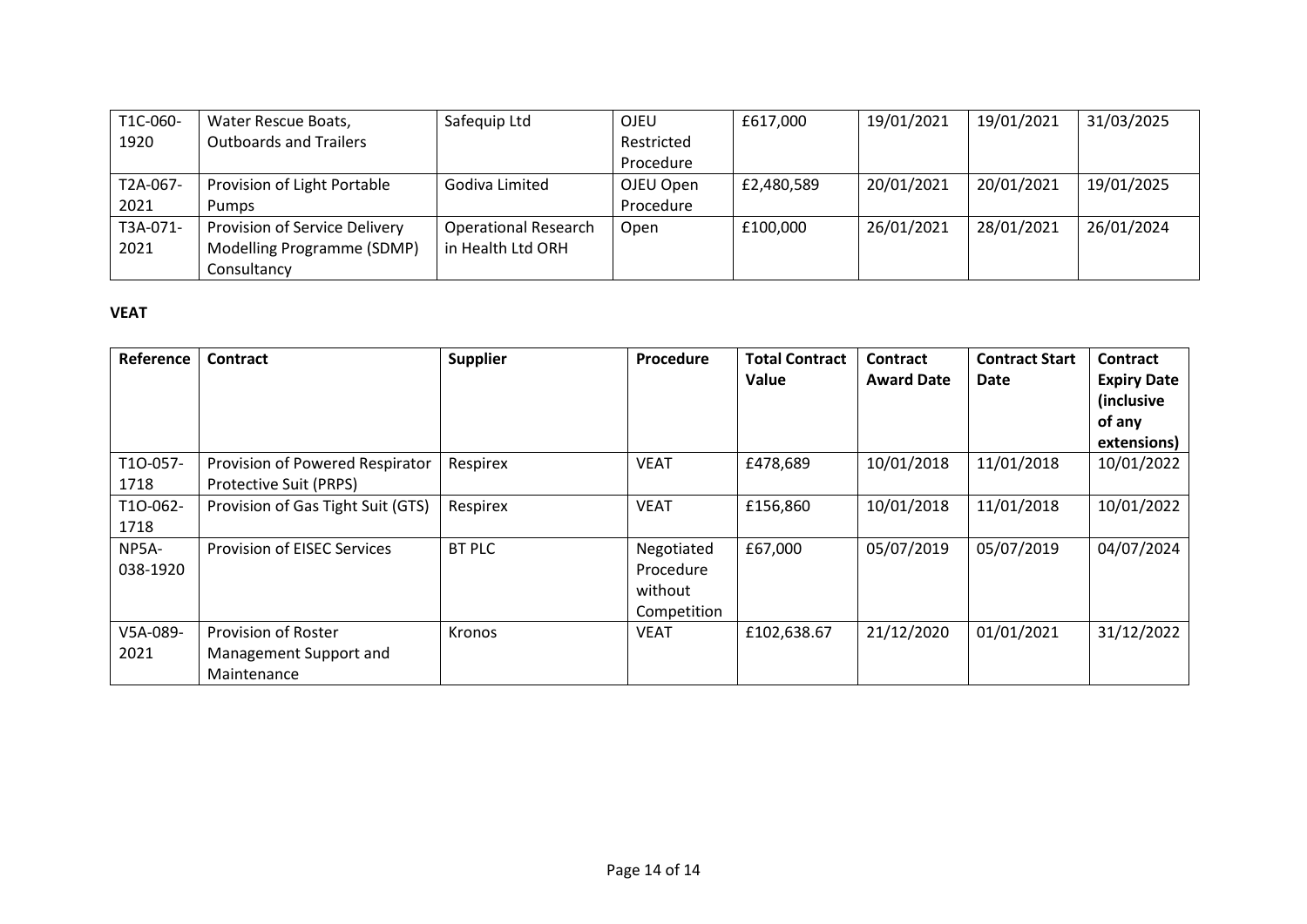| | | | | | | | |
|---|---|---|---|---|---|---|---|
| T1C-060-1920 | Water Rescue Boats, Outboards and Trailers | Safequip Ltd | OJEU Restricted Procedure | £617,000 | 19/01/2021 | 19/01/2021 | 31/03/2025 |
| T2A-067-2021 | Provision of Light Portable Pumps | Godiva Limited | OJEU Open Procedure | £2,480,589 | 20/01/2021 | 20/01/2021 | 19/01/2025 |
| T3A-071-2021 | Provision of Service Delivery Modelling Programme (SDMP) Consultancy | Operational Research in Health Ltd ORH | Open | £100,000 | 26/01/2021 | 28/01/2021 | 26/01/2024 |

**VEAT**

| Reference | Contract | Supplier | Procedure | Total Contract Value | Contract Award Date | Contract Start Date | Contract Expiry Date (inclusive of any extensions) |
|---|---|---|---|---|---|---|---|
| T1O-057-1718 | Provision of Powered Respirator Protective Suit (PRPS) | Respirex | VEAT | £478,689 | 10/01/2018 | 11/01/2018 | 10/01/2022 |
| T1O-062-1718 | Provision of Gas Tight Suit (GTS) | Respirex | VEAT | £156,860 | 10/01/2018 | 11/01/2018 | 10/01/2022 |
| NP5A-038-1920 | Provision of EISEC Services | BT PLC | Negotiated Procedure without Competition | £67,000 | 05/07/2019 | 05/07/2019 | 04/07/2024 |
| V5A-089-2021 | Provision of Roster Management Support and Maintenance | Kronos | VEAT | £102,638.67 | 21/12/2020 | 01/01/2021 | 31/12/2022 |